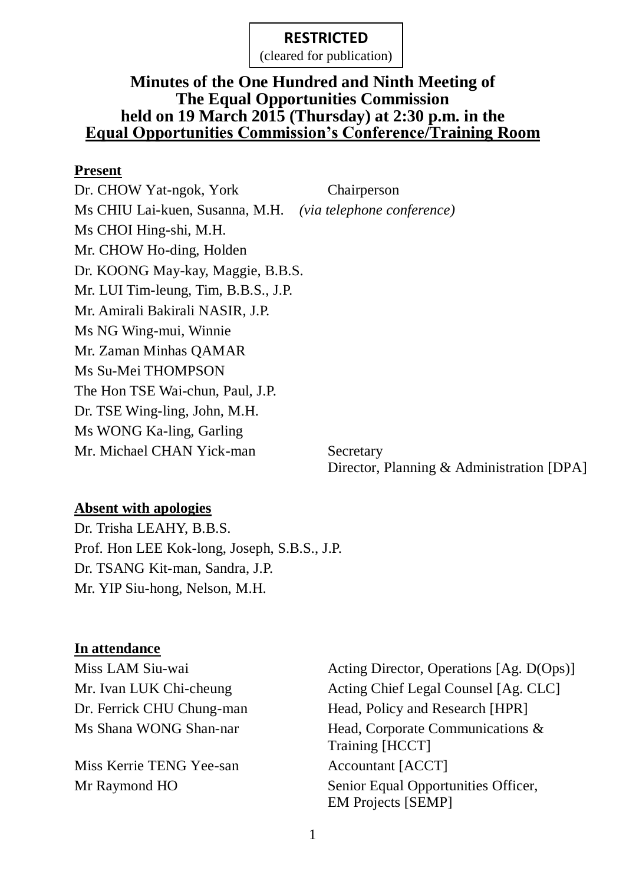**RESTRICTED**
(cleared for publication)

# Minutes of the One Hundred and Ninth Meeting of The Equal Opportunities Commission held on 19 March 2015 (Thursday) at 2:30 p.m. in the Equal Opportunities Commission's Conference/Training Room

**Present**

| | |
|---|---|
| Dr. CHOW Yat-ngok, York | Chairperson |
| Ms CHIU Lai-kuen, Susanna, M.H. | *(via telephone conference)* |
| Ms CHOI Hing-shi, M.H. | |
| Mr. CHOW Ho-ding, Holden | |
| Dr. KOONG May-kay, Maggie, B.B.S. | |
| Mr. LUI Tim-leung, Tim, B.B.S., J.P. | |
| Mr. Amirali Bakirali NASIR, J.P. | |
| Ms NG Wing-mui, Winnie | |
| Mr. Zaman Minhas QAMAR | |
| Ms Su-Mei THOMPSON | |
| The Hon TSE Wai-chun, Paul, J.P. | |
| Dr. TSE Wing-ling, John, M.H. | |
| Ms WONG Ka-ling, Garling | |
| Mr. Michael CHAN Yick-man | Secretary<br>Director, Planning & Administration [DPA] |

**Absent with apologies**

Dr. Trisha LEAHY, B.B.S.
Prof. Hon LEE Kok-long, Joseph, S.B.S., J.P.
Dr. TSANG Kit-man, Sandra, J.P.
Mr. YIP Siu-hong, Nelson, M.H.

**In attendance**

| | |
|---|---|
| Miss LAM Siu-wai | Acting Director, Operations [Ag. D(Ops)] |
| Mr. Ivan LUK Chi-cheung | Acting Chief Legal Counsel [Ag. CLC] |
| Dr. Ferrick CHU Chung-man | Head, Policy and Research [HPR] |
| Ms Shana WONG Shan-nar | Head, Corporate Communications & Training [HCCT] |
| Miss Kerrie TENG Yee-san | Accountant [ACCT] |
| Mr Raymond HO | Senior Equal Opportunities Officer, EM Projects [SEMP] |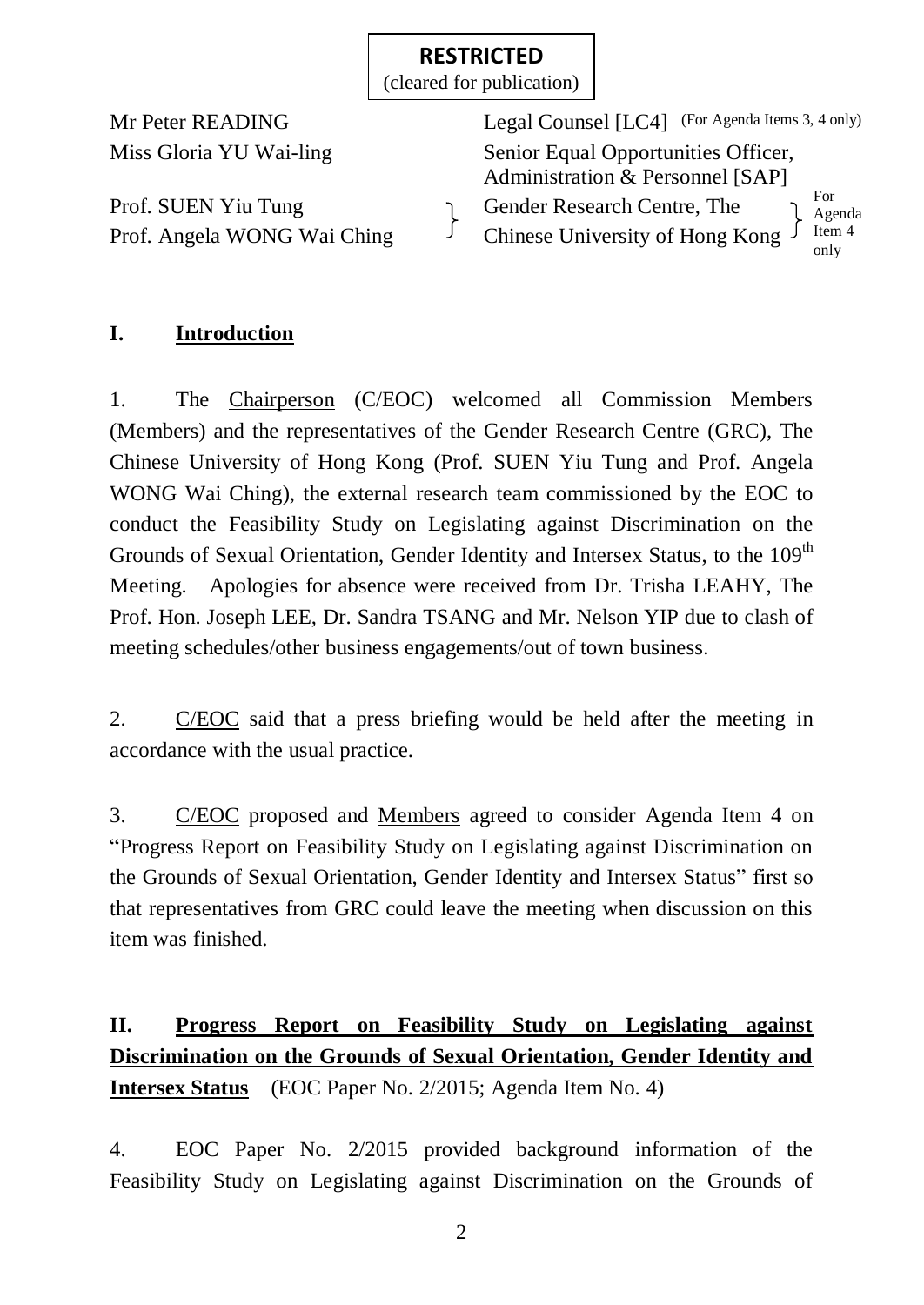**RESTRICTED**
(cleared for publication)

| | | |
|---|---|---|
| Mr Peter READING | Legal Counsel [LC4] | (For Agenda Items 3, 4 only) |
| Miss Gloria YU Wai-ling | Senior Equal Opportunities Officer, Administration & Personnel [SAP] | |
| Prof. SUEN Yiu Tung<br>Prof. Angela WONG Wai Ching | Gender Research Centre, The Chinese University of Hong Kong | For Agenda Item 4 only |

## I. Introduction

1. The Chairperson (C/EOC) welcomed all Commission Members (Members) and the representatives of the Gender Research Centre (GRC), The Chinese University of Hong Kong (Prof. SUEN Yiu Tung and Prof. Angela WONG Wai Ching), the external research team commissioned by the EOC to conduct the Feasibility Study on Legislating against Discrimination on the Grounds of Sexual Orientation, Gender Identity and Intersex Status, to the 109th Meeting. Apologies for absence were received from Dr. Trisha LEAHY, The Prof. Hon. Joseph LEE, Dr. Sandra TSANG and Mr. Nelson YIP due to clash of meeting schedules/other business engagements/out of town business.

2. C/EOC said that a press briefing would be held after the meeting in accordance with the usual practice.

3. C/EOC proposed and Members agreed to consider Agenda Item 4 on "Progress Report on Feasibility Study on Legislating against Discrimination on the Grounds of Sexual Orientation, Gender Identity and Intersex Status" first so that representatives from GRC could leave the meeting when discussion on this item was finished.

## II. Progress Report on Feasibility Study on Legislating against Discrimination on the Grounds of Sexual Orientation, Gender Identity and Intersex Status (EOC Paper No. 2/2015; Agenda Item No. 4)

4. EOC Paper No. 2/2015 provided background information of the Feasibility Study on Legislating against Discrimination on the Grounds of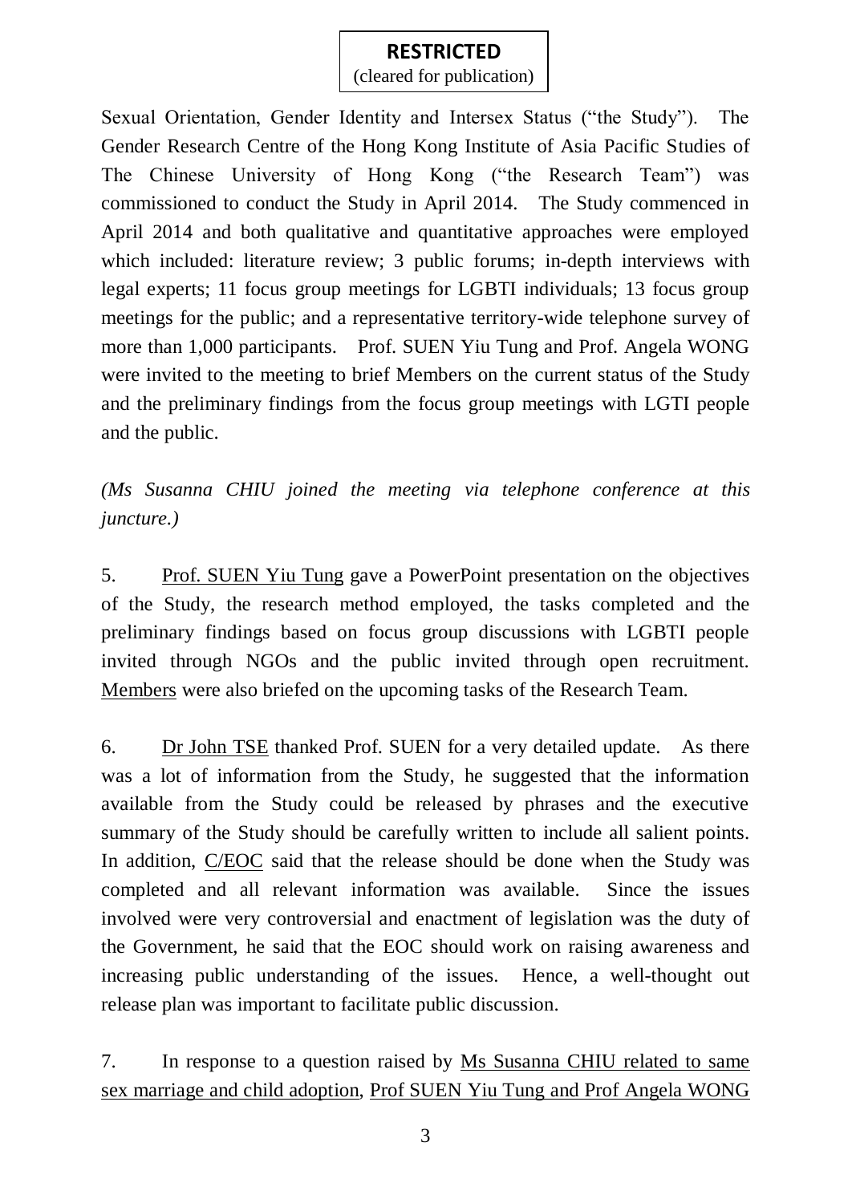**RESTRICTED**
(cleared for publication)

Sexual Orientation, Gender Identity and Intersex Status ("the Study"). The Gender Research Centre of the Hong Kong Institute of Asia Pacific Studies of The Chinese University of Hong Kong ("the Research Team") was commissioned to conduct the Study in April 2014. The Study commenced in April 2014 and both qualitative and quantitative approaches were employed which included: literature review; 3 public forums; in-depth interviews with legal experts; 11 focus group meetings for LGBTI individuals; 13 focus group meetings for the public; and a representative territory-wide telephone survey of more than 1,000 participants. Prof. SUEN Yiu Tung and Prof. Angela WONG were invited to the meeting to brief Members on the current status of the Study and the preliminary findings from the focus group meetings with LGTI people and the public.

*(Ms Susanna CHIU joined the meeting via telephone conference at this juncture.)*

5. Prof. SUEN Yiu Tung gave a PowerPoint presentation on the objectives of the Study, the research method employed, the tasks completed and the preliminary findings based on focus group discussions with LGBTI people invited through NGOs and the public invited through open recruitment. Members were also briefed on the upcoming tasks of the Research Team.

6. Dr John TSE thanked Prof. SUEN for a very detailed update. As there was a lot of information from the Study, he suggested that the information available from the Study could be released by phrases and the executive summary of the Study should be carefully written to include all salient points. In addition, C/EOC said that the release should be done when the Study was completed and all relevant information was available. Since the issues involved were very controversial and enactment of legislation was the duty of the Government, he said that the EOC should work on raising awareness and increasing public understanding of the issues. Hence, a well-thought out release plan was important to facilitate public discussion.

7. In response to a question raised by Ms Susanna CHIU related to same sex marriage and child adoption, Prof SUEN Yiu Tung and Prof Angela WONG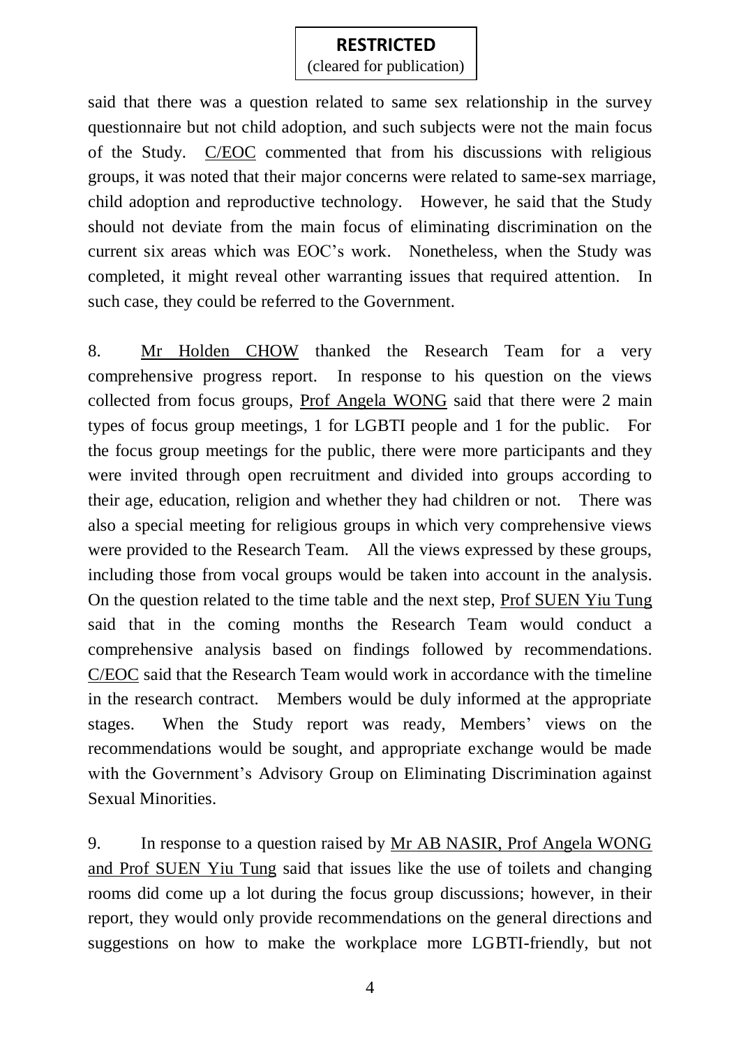**RESTRICTED**
(cleared for publication)

said that there was a question related to same sex relationship in the survey questionnaire but not child adoption, and such subjects were not the main focus of the Study. C/EOC commented that from his discussions with religious groups, it was noted that their major concerns were related to same-sex marriage, child adoption and reproductive technology. However, he said that the Study should not deviate from the main focus of eliminating discrimination on the current six areas which was EOC's work. Nonetheless, when the Study was completed, it might reveal other warranting issues that required attention. In such case, they could be referred to the Government.

8. Mr Holden CHOW thanked the Research Team for a very comprehensive progress report. In response to his question on the views collected from focus groups, Prof Angela WONG said that there were 2 main types of focus group meetings, 1 for LGBTI people and 1 for the public. For the focus group meetings for the public, there were more participants and they were invited through open recruitment and divided into groups according to their age, education, religion and whether they had children or not. There was also a special meeting for religious groups in which very comprehensive views were provided to the Research Team. All the views expressed by these groups, including those from vocal groups would be taken into account in the analysis. On the question related to the time table and the next step, Prof SUEN Yiu Tung said that in the coming months the Research Team would conduct a comprehensive analysis based on findings followed by recommendations. C/EOC said that the Research Team would work in accordance with the timeline in the research contract. Members would be duly informed at the appropriate stages. When the Study report was ready, Members' views on the recommendations would be sought, and appropriate exchange would be made with the Government's Advisory Group on Eliminating Discrimination against Sexual Minorities.

9. In response to a question raised by Mr AB NASIR, Prof Angela WONG and Prof SUEN Yiu Tung said that issues like the use of toilets and changing rooms did come up a lot during the focus group discussions; however, in their report, they would only provide recommendations on the general directions and suggestions on how to make the workplace more LGBTI-friendly, but not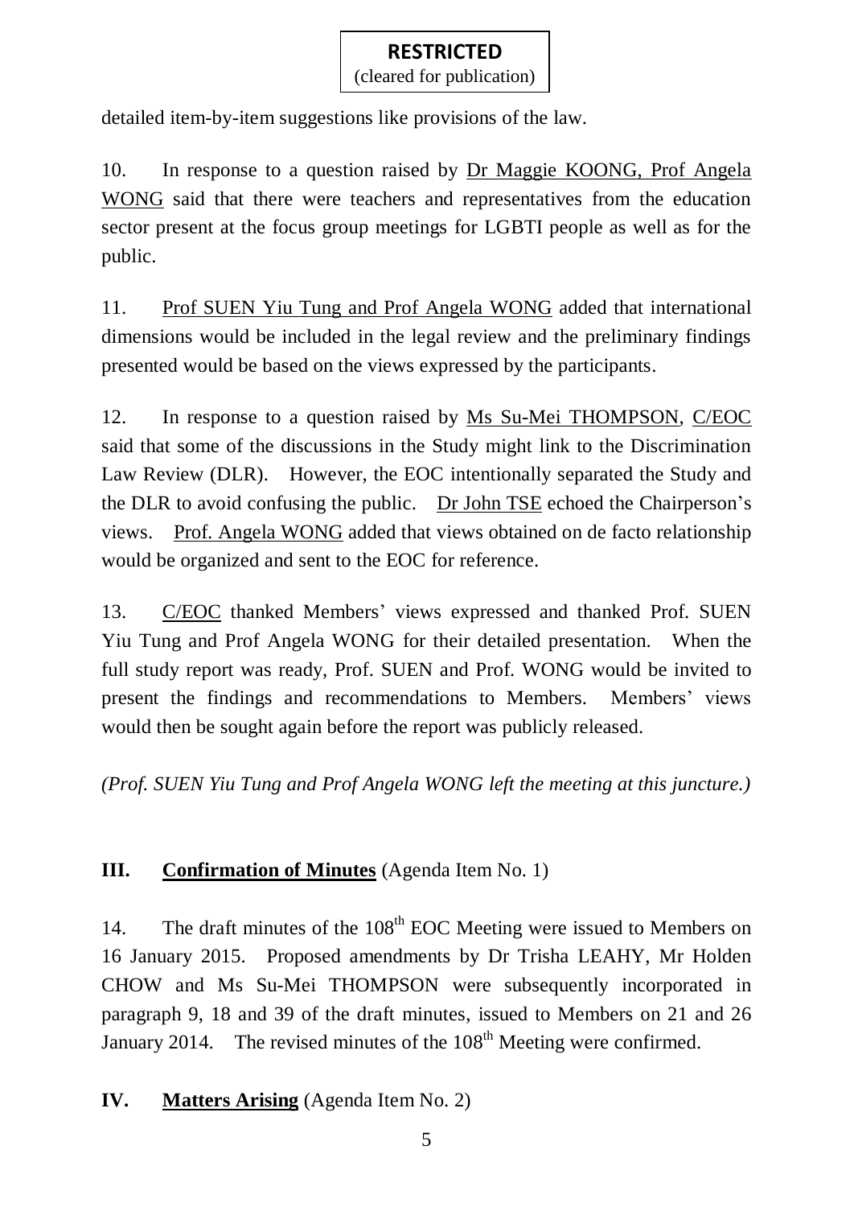detailed item-by-item suggestions like provisions of the law.

10. In response to a question raised by Dr Maggie KOONG, Prof Angela WONG said that there were teachers and representatives from the education sector present at the focus group meetings for LGBTI people as well as for the public.

11. Prof SUEN Yiu Tung and Prof Angela WONG added that international dimensions would be included in the legal review and the preliminary findings presented would be based on the views expressed by the participants.

12. In response to a question raised by Ms Su-Mei THOMPSON, C/EOC said that some of the discussions in the Study might link to the Discrimination Law Review (DLR). However, the EOC intentionally separated the Study and the DLR to avoid confusing the public. Dr John TSE echoed the Chairperson's views. Prof. Angela WONG added that views obtained on de facto relationship would be organized and sent to the EOC for reference.

13. C/EOC thanked Members' views expressed and thanked Prof. SUEN Yiu Tung and Prof Angela WONG for their detailed presentation. When the full study report was ready, Prof. SUEN and Prof. WONG would be invited to present the findings and recommendations to Members. Members' views would then be sought again before the report was publicly released.

*(Prof. SUEN Yiu Tung and Prof Angela WONG left the meeting at this juncture.)*

## III. Confirmation of Minutes (Agenda Item No. 1)

14. The draft minutes of the 108th EOC Meeting were issued to Members on 16 January 2015. Proposed amendments by Dr Trisha LEAHY, Mr Holden CHOW and Ms Su-Mei THOMPSON were subsequently incorporated in paragraph 9, 18 and 39 of the draft minutes, issued to Members on 21 and 26 January 2014. The revised minutes of the 108th Meeting were confirmed.

## IV. Matters Arising (Agenda Item No. 2)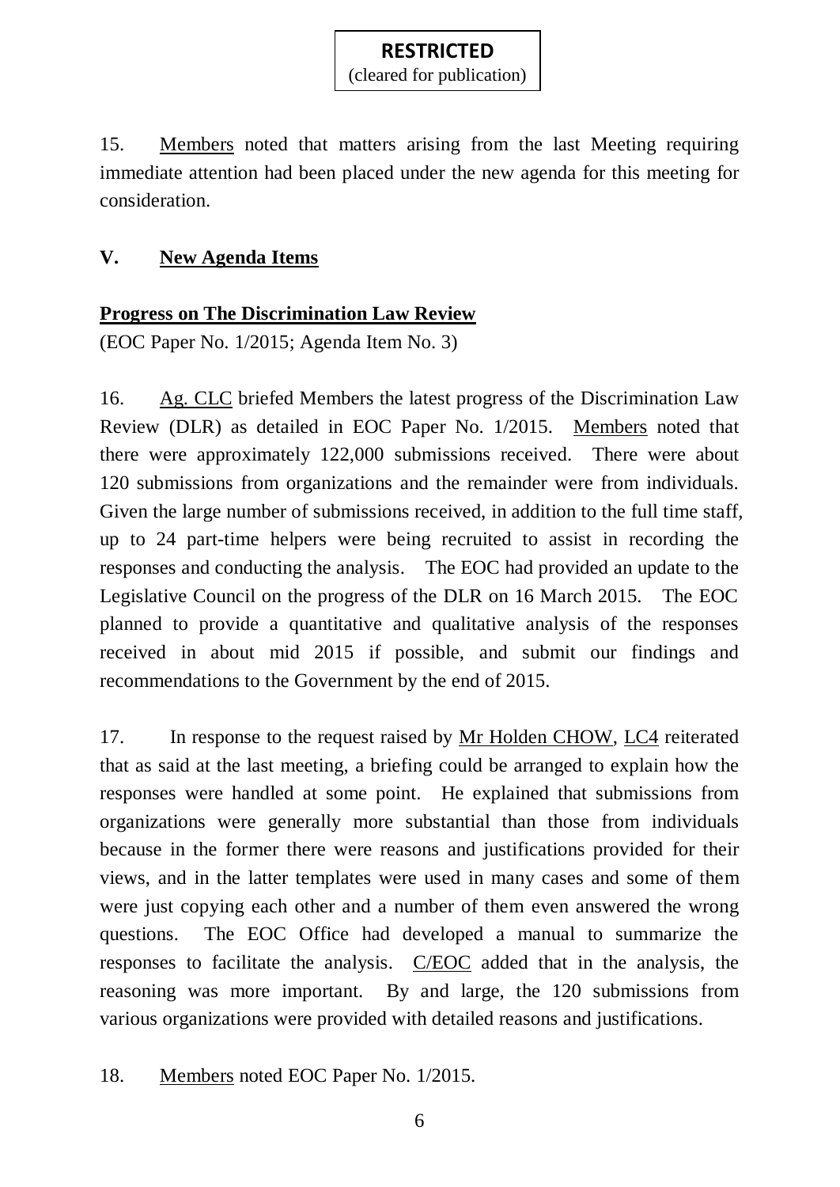**RESTRICTED**
(cleared for publication)

15. Members noted that matters arising from the last Meeting requiring immediate attention had been placed under the new agenda for this meeting for consideration.

## V. New Agenda Items

**Progress on The Discrimination Law Review**

(EOC Paper No. 1/2015; Agenda Item No. 3)

16. Ag. CLC briefed Members the latest progress of the Discrimination Law Review (DLR) as detailed in EOC Paper No. 1/2015. Members noted that there were approximately 122,000 submissions received. There were about 120 submissions from organizations and the remainder were from individuals. Given the large number of submissions received, in addition to the full time staff, up to 24 part-time helpers were being recruited to assist in recording the responses and conducting the analysis. The EOC had provided an update to the Legislative Council on the progress of the DLR on 16 March 2015. The EOC planned to provide a quantitative and qualitative analysis of the responses received in about mid 2015 if possible, and submit our findings and recommendations to the Government by the end of 2015.

17. In response to the request raised by Mr Holden CHOW, LC4 reiterated that as said at the last meeting, a briefing could be arranged to explain how the responses were handled at some point. He explained that submissions from organizations were generally more substantial than those from individuals because in the former there were reasons and justifications provided for their views, and in the latter templates were used in many cases and some of them were just copying each other and a number of them even answered the wrong questions. The EOC Office had developed a manual to summarize the responses to facilitate the analysis. C/EOC added that in the analysis, the reasoning was more important. By and large, the 120 submissions from various organizations were provided with detailed reasons and justifications.

18. Members noted EOC Paper No. 1/2015.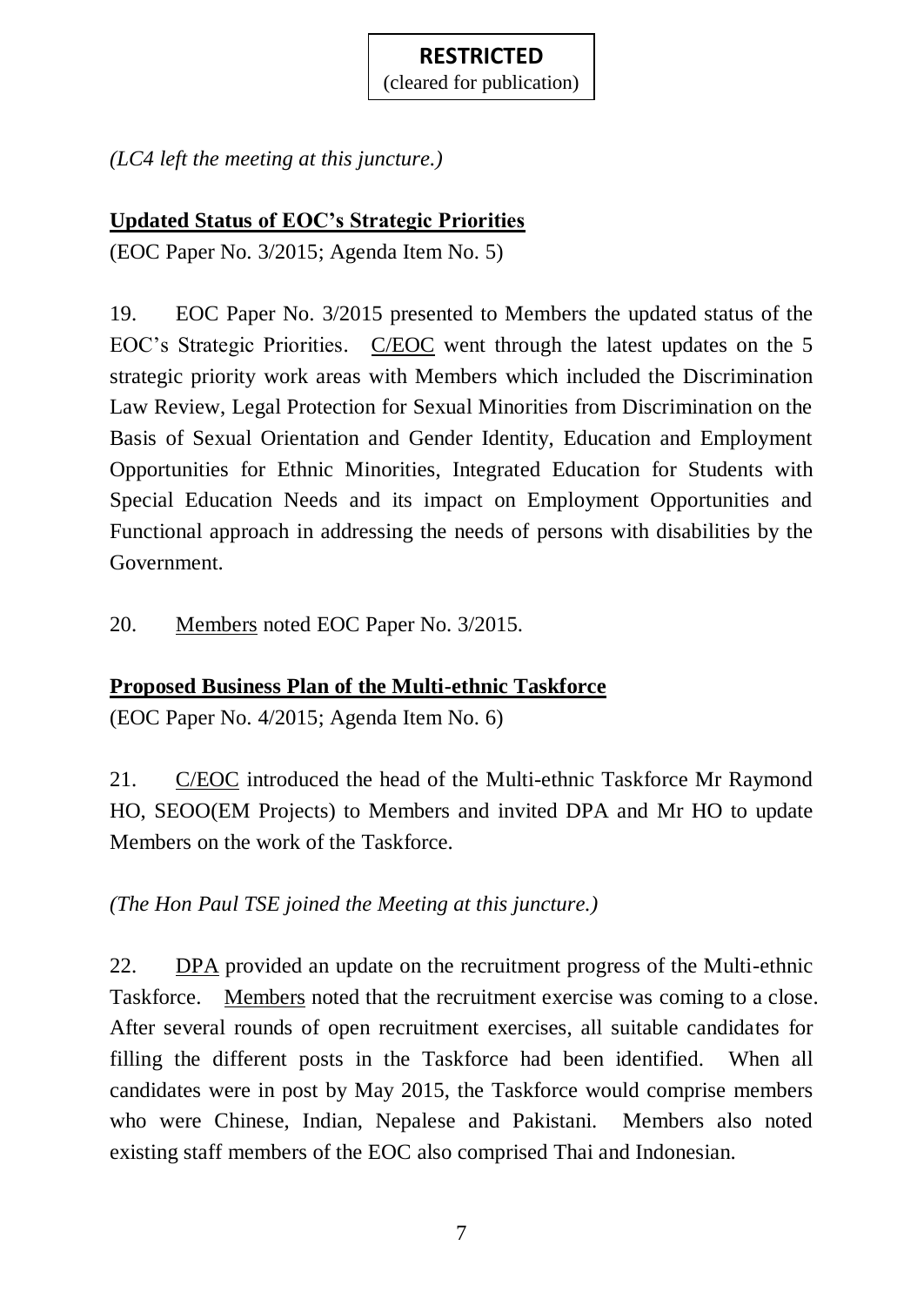**RESTRICTED**
(cleared for publication)

*(LC4 left the meeting at this juncture.)*

**Updated Status of EOC's Strategic Priorities**

(EOC Paper No. 3/2015; Agenda Item No. 5)

19. EOC Paper No. 3/2015 presented to Members the updated status of the EOC's Strategic Priorities. C/EOC went through the latest updates on the 5 strategic priority work areas with Members which included the Discrimination Law Review, Legal Protection for Sexual Minorities from Discrimination on the Basis of Sexual Orientation and Gender Identity, Education and Employment Opportunities for Ethnic Minorities, Integrated Education for Students with Special Education Needs and its impact on Employment Opportunities and Functional approach in addressing the needs of persons with disabilities by the Government.

20. Members noted EOC Paper No. 3/2015.

**Proposed Business Plan of the Multi-ethnic Taskforce**

(EOC Paper No. 4/2015; Agenda Item No. 6)

21. C/EOC introduced the head of the Multi-ethnic Taskforce Mr Raymond HO, SEOO(EM Projects) to Members and invited DPA and Mr HO to update Members on the work of the Taskforce.

*(The Hon Paul TSE joined the Meeting at this juncture.)*

22. DPA provided an update on the recruitment progress of the Multi-ethnic Taskforce. Members noted that the recruitment exercise was coming to a close. After several rounds of open recruitment exercises, all suitable candidates for filling the different posts in the Taskforce had been identified. When all candidates were in post by May 2015, the Taskforce would comprise members who were Chinese, Indian, Nepalese and Pakistani. Members also noted existing staff members of the EOC also comprised Thai and Indonesian.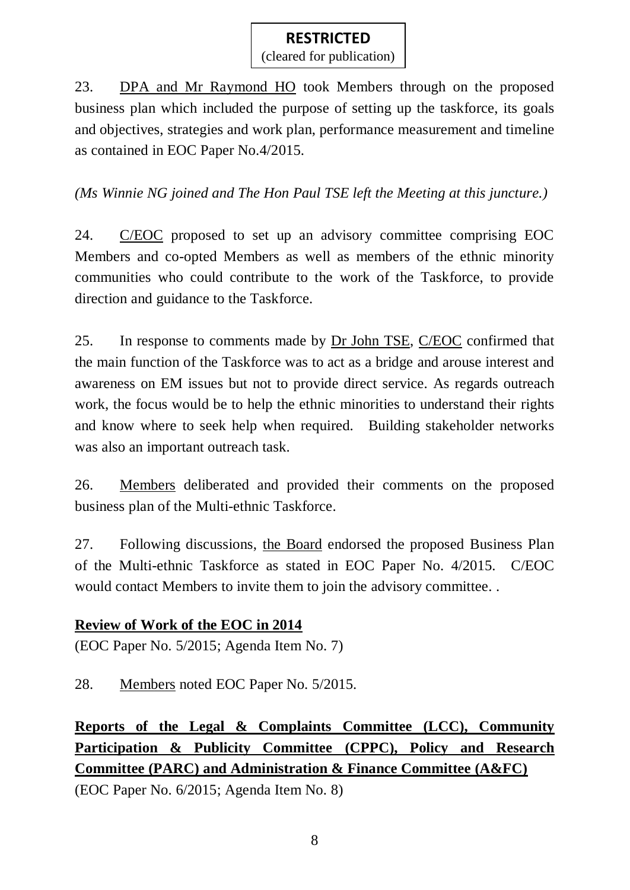**RESTRICTED**
(cleared for publication)

23. DPA and Mr Raymond HO took Members through on the proposed business plan which included the purpose of setting up the taskforce, its goals and objectives, strategies and work plan, performance measurement and timeline as contained in EOC Paper No.4/2015.

*(Ms Winnie NG joined and The Hon Paul TSE left the Meeting at this juncture.)*

24. C/EOC proposed to set up an advisory committee comprising EOC Members and co-opted Members as well as members of the ethnic minority communities who could contribute to the work of the Taskforce, to provide direction and guidance to the Taskforce.

25. In response to comments made by Dr John TSE, C/EOC confirmed that the main function of the Taskforce was to act as a bridge and arouse interest and awareness on EM issues but not to provide direct service. As regards outreach work, the focus would be to help the ethnic minorities to understand their rights and know where to seek help when required. Building stakeholder networks was also an important outreach task.

26. Members deliberated and provided their comments on the proposed business plan of the Multi-ethnic Taskforce.

27. Following discussions, the Board endorsed the proposed Business Plan of the Multi-ethnic Taskforce as stated in EOC Paper No. 4/2015. C/EOC would contact Members to invite them to join the advisory committee. .

**Review of Work of the EOC in 2014**
(EOC Paper No. 5/2015; Agenda Item No. 7)

28. Members noted EOC Paper No. 5/2015.

**Reports of the Legal & Complaints Committee (LCC), Community Participation & Publicity Committee (CPPC), Policy and Research Committee (PARC) and Administration & Finance Committee (A&FC)**
(EOC Paper No. 6/2015; Agenda Item No. 8)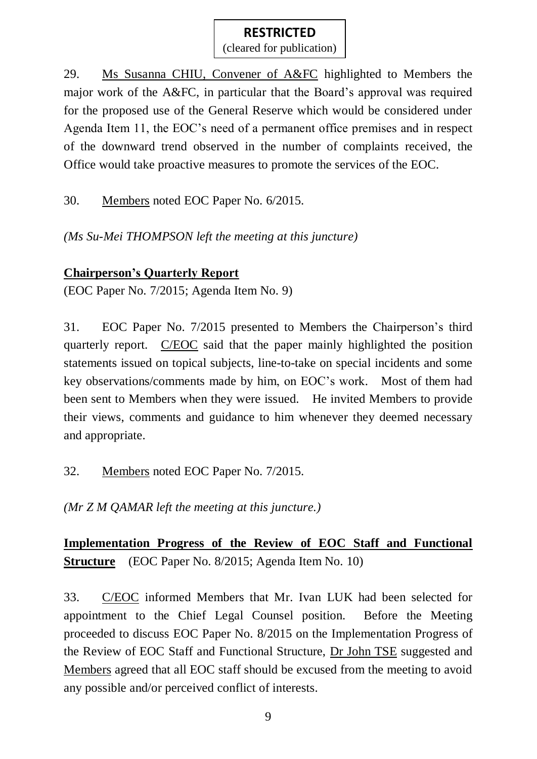**RESTRICTED**
(cleared for publication)

29. Ms Susanna CHIU, Convener of A&FC highlighted to Members the major work of the A&FC, in particular that the Board's approval was required for the proposed use of the General Reserve which would be considered under Agenda Item 11, the EOC's need of a permanent office premises and in respect of the downward trend observed in the number of complaints received, the Office would take proactive measures to promote the services of the EOC.

30. Members noted EOC Paper No. 6/2015.

*(Ms Su-Mei THOMPSON left the meeting at this juncture)*

**Chairperson's Quarterly Report**

(EOC Paper No. 7/2015; Agenda Item No. 9)

31. EOC Paper No. 7/2015 presented to Members the Chairperson's third quarterly report. C/EOC said that the paper mainly highlighted the position statements issued on topical subjects, line-to-take on special incidents and some key observations/comments made by him, on EOC's work. Most of them had been sent to Members when they were issued. He invited Members to provide their views, comments and guidance to him whenever they deemed necessary and appropriate.

32. Members noted EOC Paper No. 7/2015.

*(Mr Z M QAMAR left the meeting at this juncture.)*

**Implementation Progress of the Review of EOC Staff and Functional Structure** (EOC Paper No. 8/2015; Agenda Item No. 10)

33. C/EOC informed Members that Mr. Ivan LUK had been selected for appointment to the Chief Legal Counsel position. Before the Meeting proceeded to discuss EOC Paper No. 8/2015 on the Implementation Progress of the Review of EOC Staff and Functional Structure, Dr John TSE suggested and Members agreed that all EOC staff should be excused from the meeting to avoid any possible and/or perceived conflict of interests.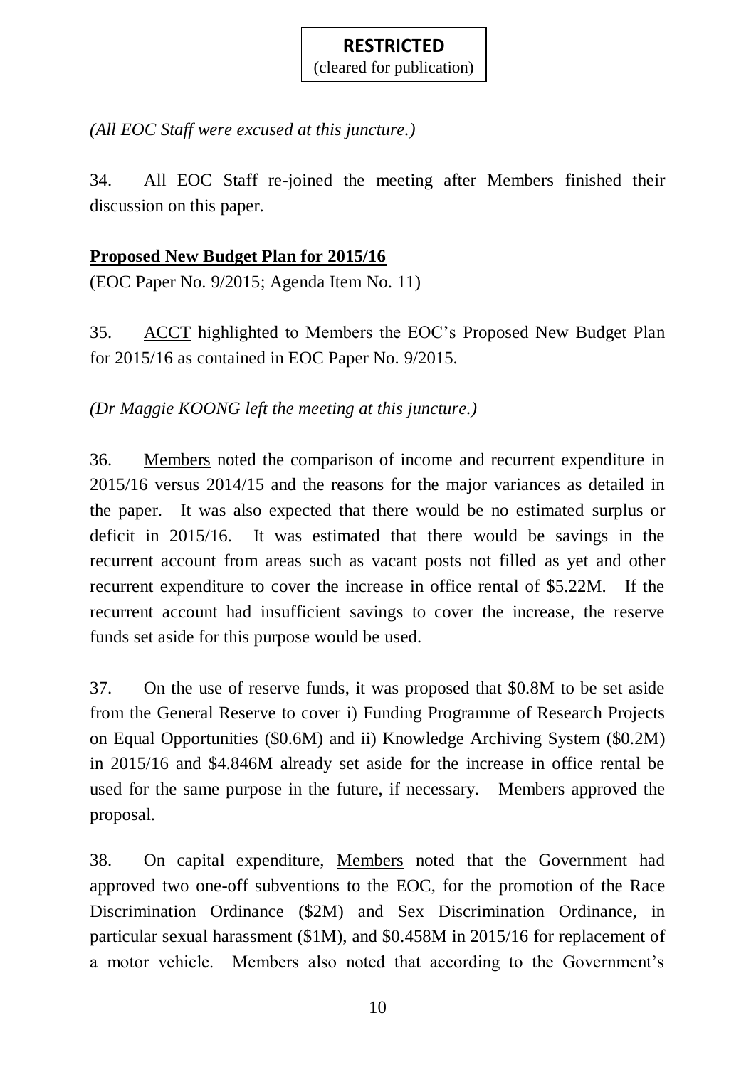*(All EOC Staff were excused at this juncture.)*

34. All EOC Staff re-joined the meeting after Members finished their discussion on this paper.

**Proposed New Budget Plan for 2015/16**

(EOC Paper No. 9/2015; Agenda Item No. 11)

35. ACCT highlighted to Members the EOC's Proposed New Budget Plan for 2015/16 as contained in EOC Paper No. 9/2015.

*(Dr Maggie KOONG left the meeting at this juncture.)*

36. Members noted the comparison of income and recurrent expenditure in 2015/16 versus 2014/15 and the reasons for the major variances as detailed in the paper. It was also expected that there would be no estimated surplus or deficit in 2015/16. It was estimated that there would be savings in the recurrent account from areas such as vacant posts not filled as yet and other recurrent expenditure to cover the increase in office rental of \$5.22M. If the recurrent account had insufficient savings to cover the increase, the reserve funds set aside for this purpose would be used.

37. On the use of reserve funds, it was proposed that \$0.8M to be set aside from the General Reserve to cover i) Funding Programme of Research Projects on Equal Opportunities (\$0.6M) and ii) Knowledge Archiving System (\$0.2M) in 2015/16 and \$4.846M already set aside for the increase in office rental be used for the same purpose in the future, if necessary. Members approved the proposal.

38. On capital expenditure, Members noted that the Government had approved two one-off subventions to the EOC, for the promotion of the Race Discrimination Ordinance (\$2M) and Sex Discrimination Ordinance, in particular sexual harassment (\$1M), and \$0.458M in 2015/16 for replacement of a motor vehicle. Members also noted that according to the Government's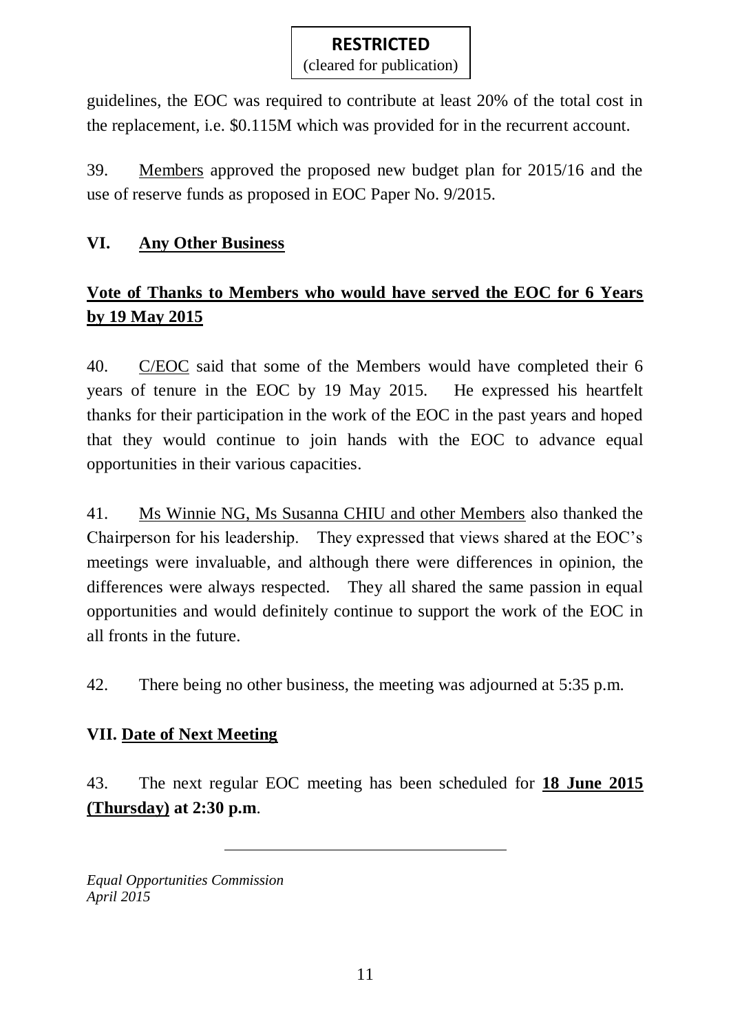guidelines, the EOC was required to contribute at least 20% of the total cost in the replacement, i.e. $0.115M which was provided for in the recurrent account.

39. Members approved the proposed new budget plan for 2015/16 and the use of reserve funds as proposed in EOC Paper No. 9/2015.

## VI. Any Other Business

### Vote of Thanks to Members who would have served the EOC for 6 Years by 19 May 2015

40. C/EOC said that some of the Members would have completed their 6 years of tenure in the EOC by 19 May 2015. He expressed his heartfelt thanks for their participation in the work of the EOC in the past years and hoped that they would continue to join hands with the EOC to advance equal opportunities in their various capacities.

41. Ms Winnie NG, Ms Susanna CHIU and other Members also thanked the Chairperson for his leadership. They expressed that views shared at the EOC's meetings were invaluable, and although there were differences in opinion, the differences were always respected. They all shared the same passion in equal opportunities and would definitely continue to support the work of the EOC in all fronts in the future.

42. There being no other business, the meeting was adjourned at 5:35 p.m.

## VII. Date of Next Meeting

43. The next regular EOC meeting has been scheduled for **18 June 2015 (Thursday) at 2:30 p.m**.

---

*Equal Opportunities Commission*
*April 2015*